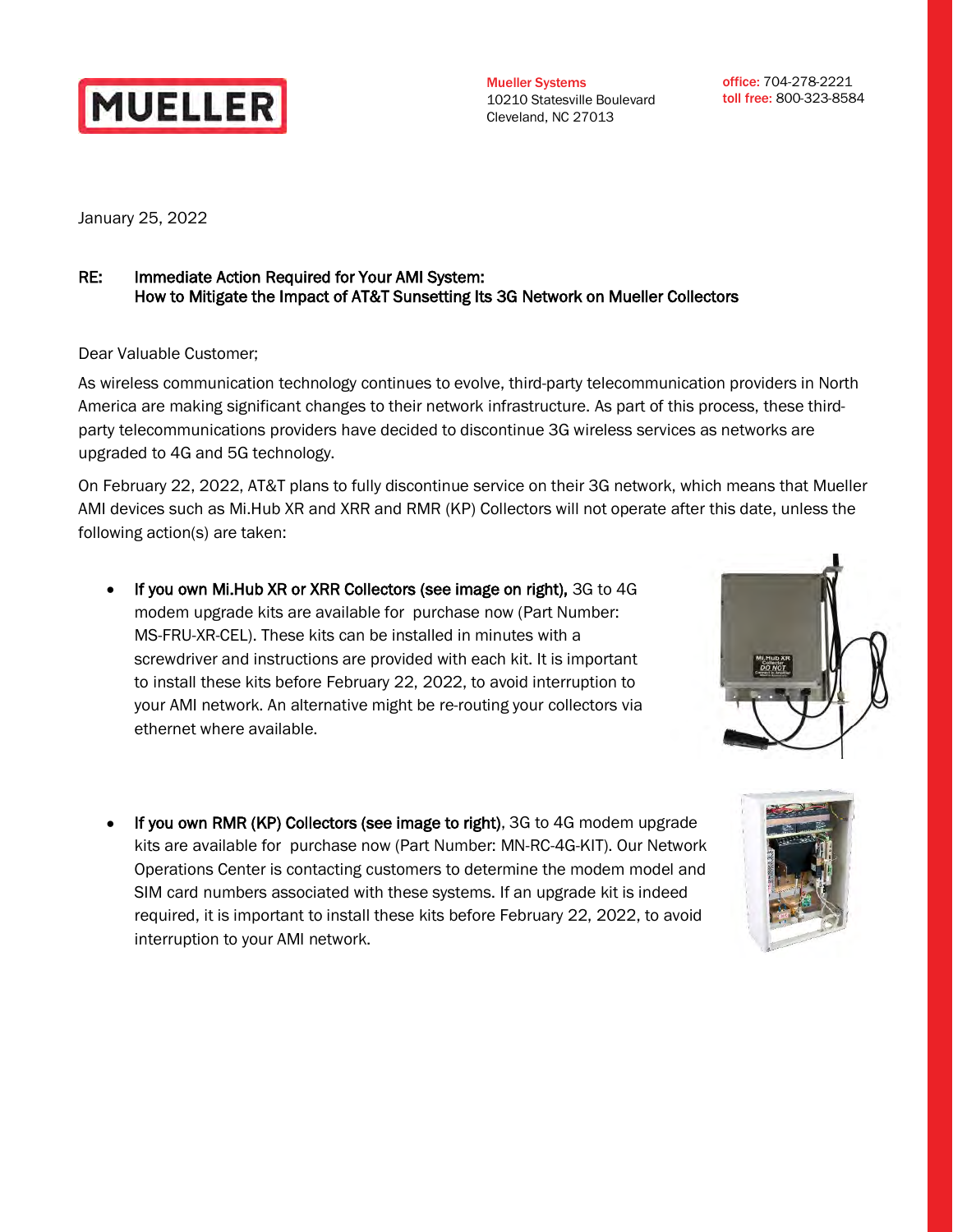**MUELLER**

**Mueller Systems**
10210 Statesville Boulevard
Cleveland, NC 27013

**office:** 704-278-2221
**toll free:** 800-323-8584

January 25, 2022

**RE: Immediate Action Required for Your AMI System:**
**How to Mitigate the Impact of AT&T Sunsetting Its 3G Network on Mueller Collectors**

Dear Valuable Customer;

As wireless communication technology continues to evolve, third-party telecommunication providers in North America are making significant changes to their network infrastructure. As part of this process, these third-party telecommunications providers have decided to discontinue 3G wireless services as networks are upgraded to 4G and 5G technology.

On February 22, 2022, AT&T plans to fully discontinue service on their 3G network, which means that Mueller AMI devices such as Mi.Hub XR and XRR and RMR (KP) Collectors will not operate after this date, unless the following action(s) are taken:

- **If you own Mi.Hub XR or XRR Collectors (see image on right),** 3G to 4G modem upgrade kits are available for purchase now (Part Number: MS-FRU-XR-CEL). These kits can be installed in minutes with a screwdriver and instructions are provided with each kit. It is important to install these kits before February 22, 2022, to avoid interruption to your AMI network. An alternative might be re-routing your collectors via ethernet where available.

- **If you own RMR (KP) Collectors (see image to right)**, 3G to 4G modem upgrade kits are available for purchase now (Part Number: MN-RC-4G-KIT). Our Network Operations Center is contacting customers to determine the modem model and SIM card numbers associated with these systems. If an upgrade kit is indeed required, it is important to install these kits before February 22, 2022, to avoid interruption to your AMI network.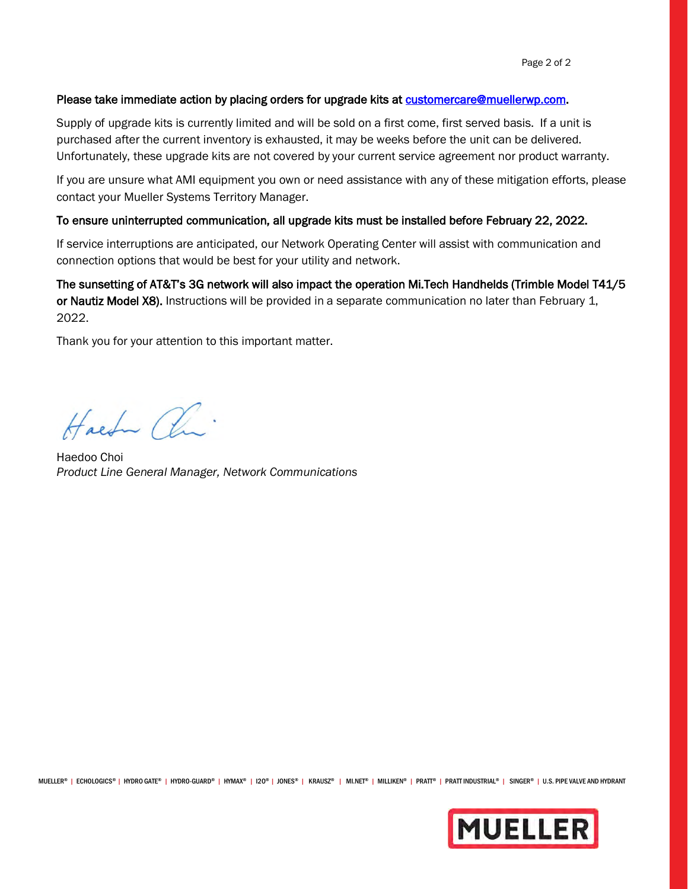**Please take immediate action by placing orders for upgrade kits at customercare@muellerwp.com.**

Supply of upgrade kits is currently limited and will be sold on a first come, first served basis. If a unit is purchased after the current inventory is exhausted, it may be weeks before the unit can be delivered. Unfortunately, these upgrade kits are not covered by your current service agreement nor product warranty.

If you are unsure what AMI equipment you own or need assistance with any of these mitigation efforts, please contact your Mueller Systems Territory Manager.

**To ensure uninterrupted communication, all upgrade kits must be installed before February 22, 2022.**

If service interruptions are anticipated, our Network Operating Center will assist with communication and connection options that would be best for your utility and network.

**The sunsetting of AT&T's 3G network will also impact the operation Mi.Tech Handhelds (Trimble Model T41/5 or Nautiz Model X8).** Instructions will be provided in a separate communication no later than February 1, 2022.

Thank you for your attention to this important matter.

Haedoo Choi
*Product Line General Manager, Network Communications*

MUELLER® | ECHOLOGICS® | HYDRO GATE® | HYDRO-GUARD® | HYMAX® | I2O® | JONES® | KRAUSZ® | MI.NET® | MILLIKEN® | PRATT® | PRATT INDUSTRIAL® | SINGER® | U.S. PIPE VALVE AND HYDRANT

MUELLER